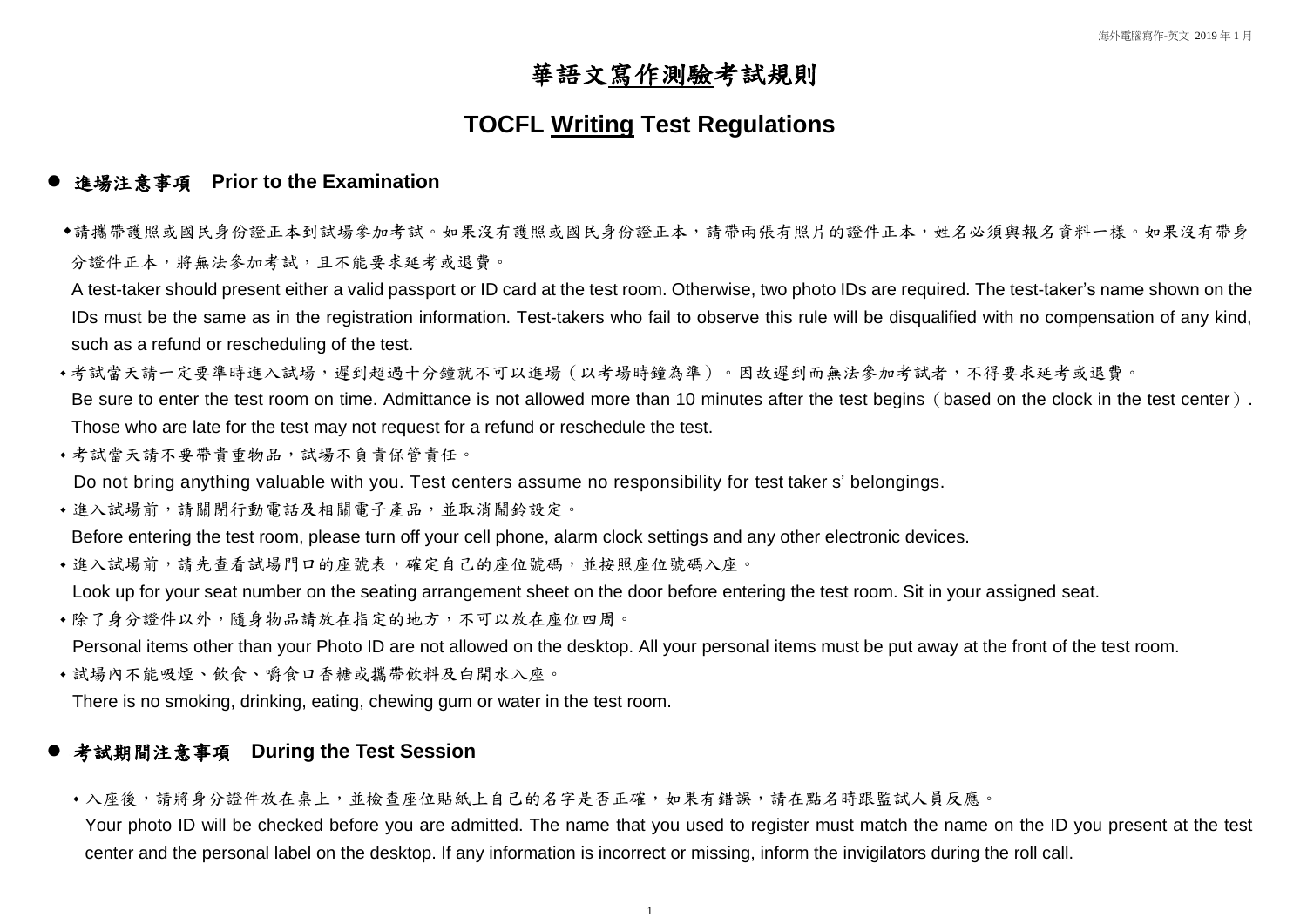# 華語文<u>寫作測驗</u>考試規則

## TOCFL <u>Writing</u> Test Regulations

### 進場注意事項 Prior to the Examination

- 請攜帶護照或國民身份證正本到試場參加考試。如果沒有護照或國民身份證正本，請帶兩張有照片的證件正本，姓名必須與報名資料一樣。如果沒有帶身分證件正本，將無法參加考試，且不能要求延考或退費。
  A test-taker should present either a valid passport or ID card at the test room. Otherwise, two photo IDs are required. The test-taker's name shown on the IDs must be the same as in the registration information. Test-takers who fail to observe this rule will be disqualified with no compensation of any kind, such as a refund or rescheduling of the test.
- 考試當天請一定要準時進入試場，遲到超過十分鐘就不可以進場（以考場時鐘為準）。因故遲到而無法參加考試者，不得要求延考或退費。
  Be sure to enter the test room on time. Admittance is not allowed more than 10 minutes after the test begins（based on the clock in the test center）. Those who are late for the test may not request for a refund or reschedule the test.
- 考試當天請不要帶貴重物品，試場不負責保管責任。
  Do not bring anything valuable with you. Test centers assume no responsibility for test taker s' belongings.
- 進入試場前，請關閉行動電話及相關電子產品，並取消鬧鈴設定。
  Before entering the test room, please turn off your cell phone, alarm clock settings and any other electronic devices.
- 進入試場前，請先查看試場門口的座號表，確定自己的座位號碼，並按照座位號碼入座。
  Look up for your seat number on the seating arrangement sheet on the door before entering the test room. Sit in your assigned seat.
- 除了身分證件以外，隨身物品請放在指定的地方，不可以放在座位四周。
  Personal items other than your Photo ID are not allowed on the desktop. All your personal items must be put away at the front of the test room.
- 試場內不能吸煙、飲食、嚼食口香糖或攜帶飲料及白開水入座。
  There is no smoking, drinking, eating, chewing gum or water in the test room.

### 考試期間注意事項 During the Test Session

- 入座後，請將身分證件放在桌上，並檢查座位貼紙上自己的名字是否正確，如果有錯誤，請在點名時跟監試人員反應。
  Your photo ID will be checked before you are admitted. The name that you used to register must match the name on the ID you present at the test center and the personal label on the desktop. If any information is incorrect or missing, inform the invigilators during the roll call.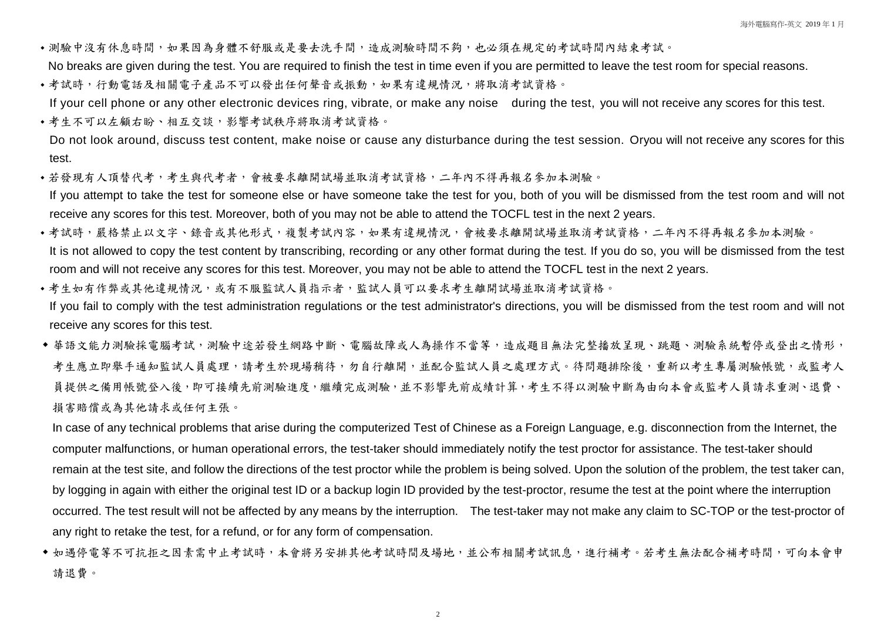- 測驗中沒有休息時間，如果因為身體不舒服或是要去洗手間，造成測驗時間不夠，也必須在規定的考試時間內結束考試。
  No breaks are given during the test. You are required to finish the test in time even if you are permitted to leave the test room for special reasons.
- 考試時，行動電話及相關電子產品不可以發出任何聲音或振動，如果有違規情況，將取消考試資格。
  If your cell phone or any other electronic devices ring, vibrate, or make any noise during the test, you will not receive any scores for this test.
- 考生不可以左顧右盼、相互交談，影響考試秩序將取消考試資格。
  Do not look around, discuss test content, make noise or cause any disturbance during the test session. Oryou will not receive any scores for this test.
- 若發現有人頂替代考，考生與代考者，會被要求離開試場並取消考試資格，二年內不得再報名參加本測驗。
  If you attempt to take the test for someone else or have someone take the test for you, both of you will be dismissed from the test room and will not receive any scores for this test. Moreover, both of you may not be able to attend the TOCFL test in the next 2 years.
- 考試時，嚴格禁止以文字、錄音或其他形式，複製考試內容，如果有違規情況，會被要求離開試場並取消考試資格，二年內不得再報名參加本測驗。
  It is not allowed to copy the test content by transcribing, recording or any other format during the test. If you do so, you will be dismissed from the test room and will not receive any scores for this test. Moreover, you may not be able to attend the TOCFL test in the next 2 years.
- 考生如有作弊或其他違規情況，或有不服監試人員指示者，監試人員可以要求考生離開試場並取消考試資格。
  If you fail to comply with the test administration regulations or the test administrator's directions, you will be dismissed from the test room and will not receive any scores for this test.
- 華語文能力測驗採電腦考試，測驗中途若發生網路中斷、電腦故障或人為操作不當等，造成題目無法完整播放呈現、跳題、測驗系統暫停或登出之情形，考生應立即舉手通知監試人員處理，請考生於現場稍待，勿自行離開，並配合監試人員之處理方式。待問題排除後，重新以考生專屬測驗帳號，或監考人員提供之備用帳號登入後，即可接續先前測驗進度，繼續完成測驗，並不影響先前成績計算，考生不得以測驗中斷為由向本會或監考人員請求重測、退費、損害賠償或為其他請求或任何主張。

  In case of any technical problems that arise during the computerized Test of Chinese as a Foreign Language, e.g. disconnection from the Internet, the computer malfunctions, or human operational errors, the test-taker should immediately notify the test proctor for assistance. The test-taker should remain at the test site, and follow the directions of the test proctor while the problem is being solved. Upon the solution of the problem, the test taker can, by logging in again with either the original test ID or a backup login ID provided by the test-proctor, resume the test at the point where the interruption occurred. The test result will not be affected by any means by the interruption. The test-taker may not make any claim to SC-TOP or the test-proctor of any right to retake the test, for a refund, or for any form of compensation.
- 如遇停電等不可抗拒之因素需中止考試時，本會將另安排其他考試時間及場地，並公布相關考試訊息，進行補考。若考生無法配合補考時間，可向本會申請退費。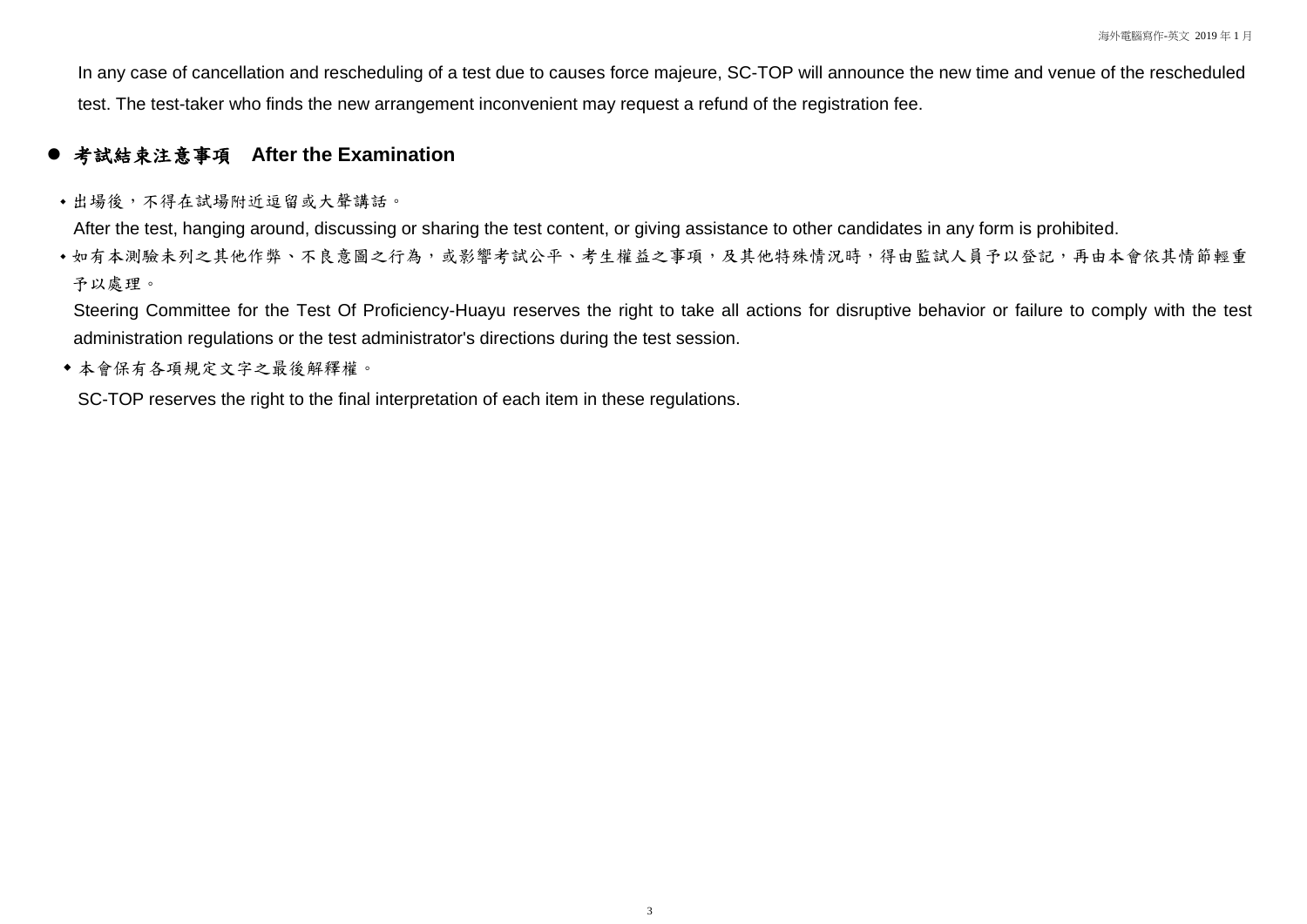In any case of cancellation and rescheduling of a test due to causes force majeure, SC-TOP will announce the new time and venue of the rescheduled test. The test-taker who finds the new arrangement inconvenient may request a refund of the registration fee.

## 考試結束注意事項　After the Examination

- 出場後，不得在試場附近逗留或大聲講話。

  After the test, hanging around, discussing or sharing the test content, or giving assistance to other candidates in any form is prohibited.

- 如有本測驗未列之其他作弊、不良意圖之行為，或影響考試公平、考生權益之事項，及其他特殊情況時，得由監試人員予以登記，再由本會依其情節輕重予以處理。

  Steering Committee for the Test Of Proficiency-Huayu reserves the right to take all actions for disruptive behavior or failure to comply with the test administration regulations or the test administrator's directions during the test session.

- 本會保有各項規定文字之最後解釋權。

  SC-TOP reserves the right to the final interpretation of each item in these regulations.